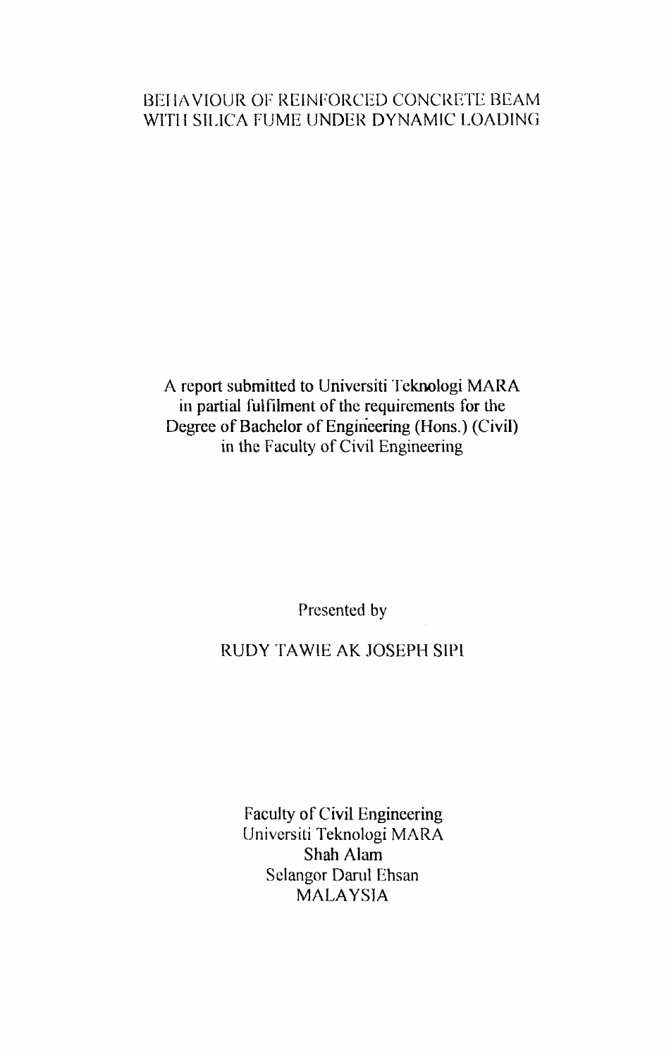# BEHAVIOUR OF REINFORCED CONCRETE BEAM WITH SILICA FUME UNDER DYNAMIC LOADING

A report submitted to Universiti Teknologi MARA
in partial fulfilment of the requirements for the
Degree of Bachelor of Engineering (Hons.) (Civil)
in the Faculty of Civil Engineering

Presented by

RUDY TAWIE AK JOSEPH SIPI

Faculty of Civil Engineering
Universiti Teknologi MARA
Shah Alam
Selangor Darul Ehsan
MALAYSIA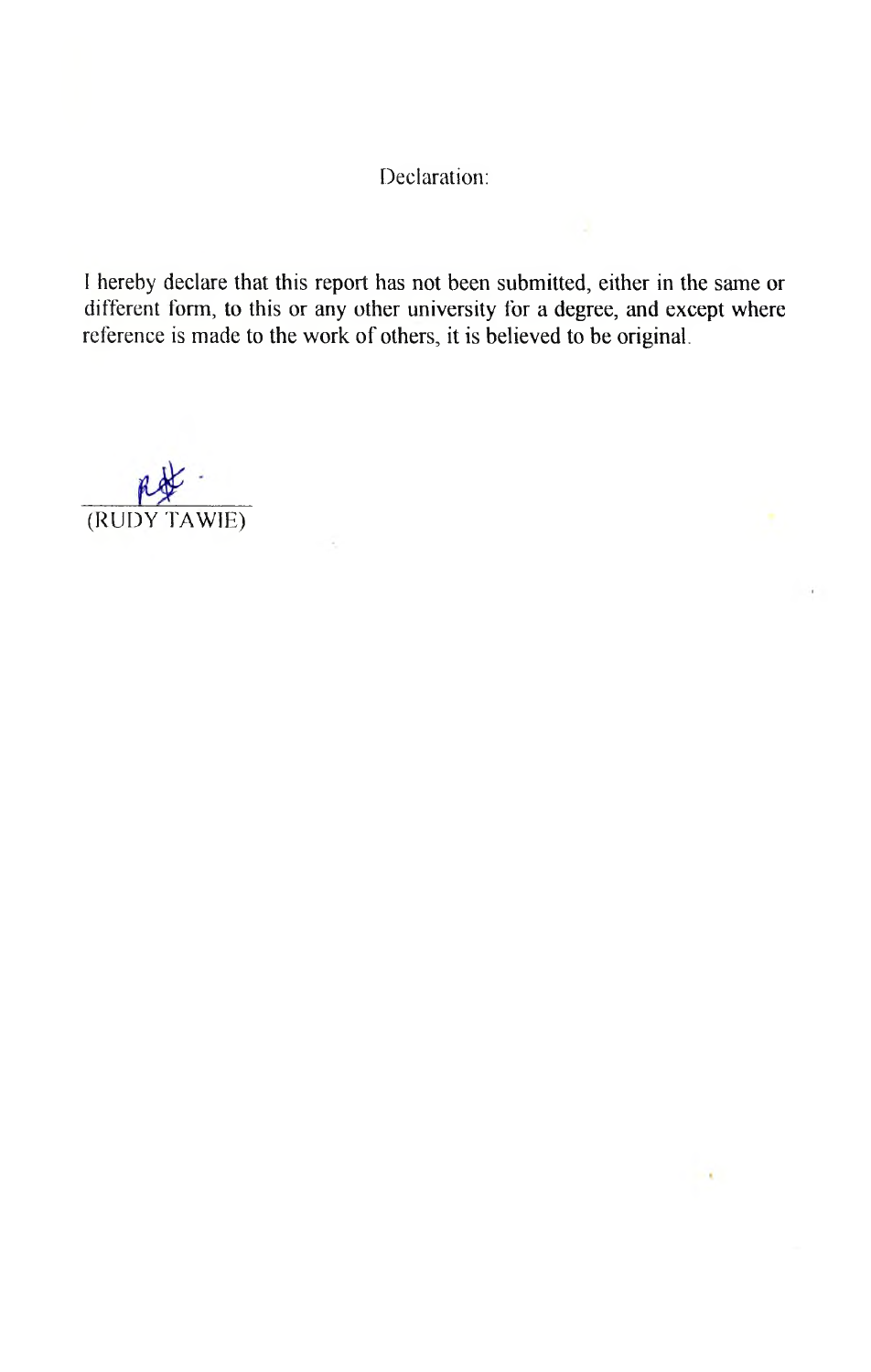Declaration:

I hereby declare that this report has not been submitted, either in the same or different form, to this or any other university for a degree, and except where reference is made to the work of others, it is believed to be original.

(RUDY TAWIE)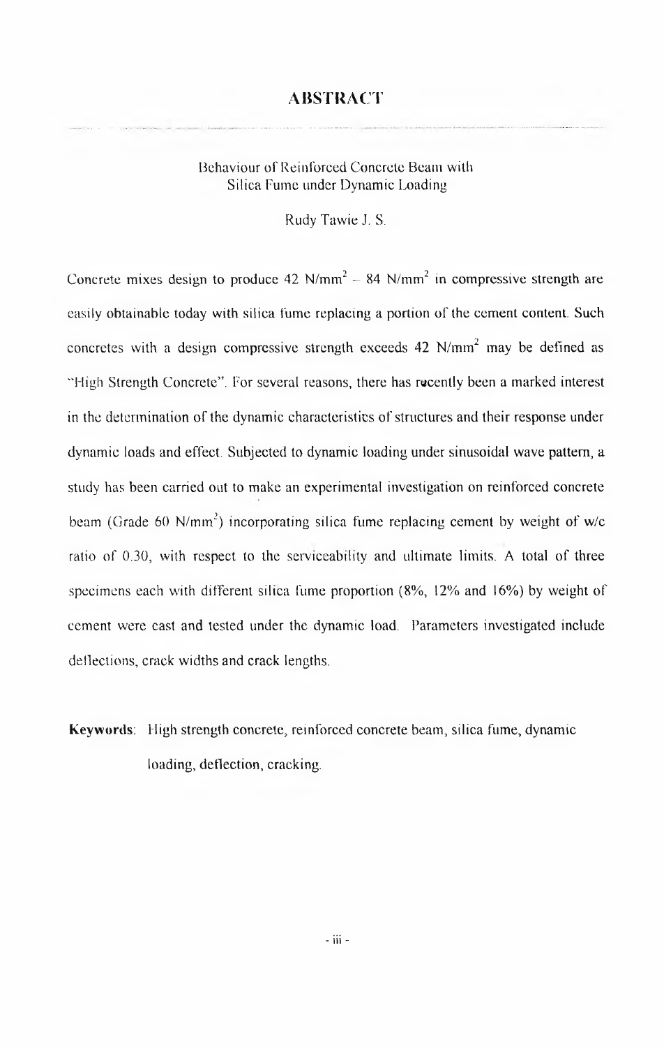# ABSTRACT

Behaviour of Reinforced Concrete Beam with
Silica Fume under Dynamic Loading

Rudy Tawie J. S.

Concrete mixes design to produce 42 $N/mm^2$ – 84 $N/mm^2$ in compressive strength are easily obtainable today with silica fume replacing a portion of the cement content. Such concretes with a design compressive strength exceeds 42 $N/mm^2$ may be defined as "High Strength Concrete". For several reasons, there has recently been a marked interest in the determination of the dynamic characteristics of structures and their response under dynamic loads and effect. Subjected to dynamic loading under sinusoidal wave pattern, a study has been carried out to make an experimental investigation on reinforced concrete beam (Grade 60 $N/mm^2$) incorporating silica fume replacing cement by weight of w/c ratio of 0.30, with respect to the serviceability and ultimate limits. A total of three specimens each with different silica fume proportion (8%, 12% and 16%) by weight of cement were cast and tested under the dynamic load. Parameters investigated include deflections, crack widths and crack lengths.

**Keywords**: High strength concrete, reinforced concrete beam, silica fume, dynamic loading, deflection, cracking.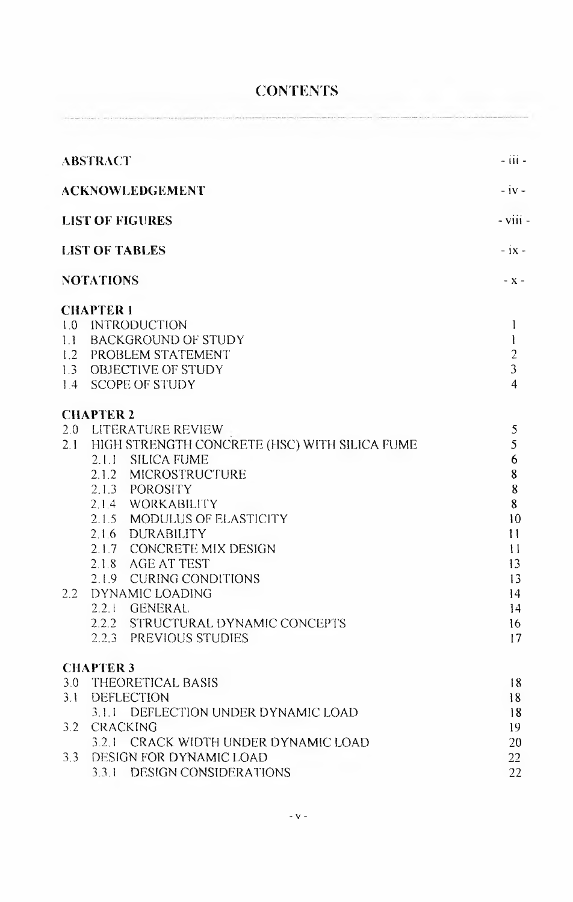# CONTENTS

| | |
|---|---|
| **ABSTRACT** | - iii - |
| **ACKNOWLEDGEMENT** | - iv - |
| **LIST OF FIGURES** | - viii - |
| **LIST OF TABLES** | - ix - |
| **NOTATIONS** | - x - |
| **CHAPTER 1** | |
| 1.0 INTRODUCTION | 1 |
| 1.1 BACKGROUND OF STUDY | 1 |
| 1.2 PROBLEM STATEMENT | 2 |
| 1.3 OBJECTIVE OF STUDY | 3 |
| 1.4 SCOPE OF STUDY | 4 |
| **CHAPTER 2** | |
| 2.0 LITERATURE REVIEW | 5 |
| 2.1 HIGH STRENGTH CONCRETE (HSC) WITH SILICA FUME | 5 |
| 2.1.1 SILICA FUME | 6 |
| 2.1.2 MICROSTRUCTURE | 8 |
| 2.1.3 POROSITY | 8 |
| 2.1.4 WORKABILITY | 8 |
| 2.1.5 MODULUS OF ELASTICITY | 10 |
| 2.1.6 DURABILITY | 11 |
| 2.1.7 CONCRETE MIX DESIGN | 11 |
| 2.1.8 AGE AT TEST | 13 |
| 2.1.9 CURING CONDITIONS | 13 |
| 2.2 DYNAMIC LOADING | 14 |
| 2.2.1 GENERAL | 14 |
| 2.2.2 STRUCTURAL DYNAMIC CONCEPTS | 16 |
| 2.2.3 PREVIOUS STUDIES | 17 |
| **CHAPTER 3** | |
| 3.0 THEORETICAL BASIS | 18 |
| 3.1 DEFLECTION | 18 |
| 3.1.1 DEFLECTION UNDER DYNAMIC LOAD | 18 |
| 3.2 CRACKING | 19 |
| 3.2.1 CRACK WIDTH UNDER DYNAMIC LOAD | 20 |
| 3.3 DESIGN FOR DYNAMIC LOAD | 22 |
| 3.3.1 DESIGN CONSIDERATIONS | 22 |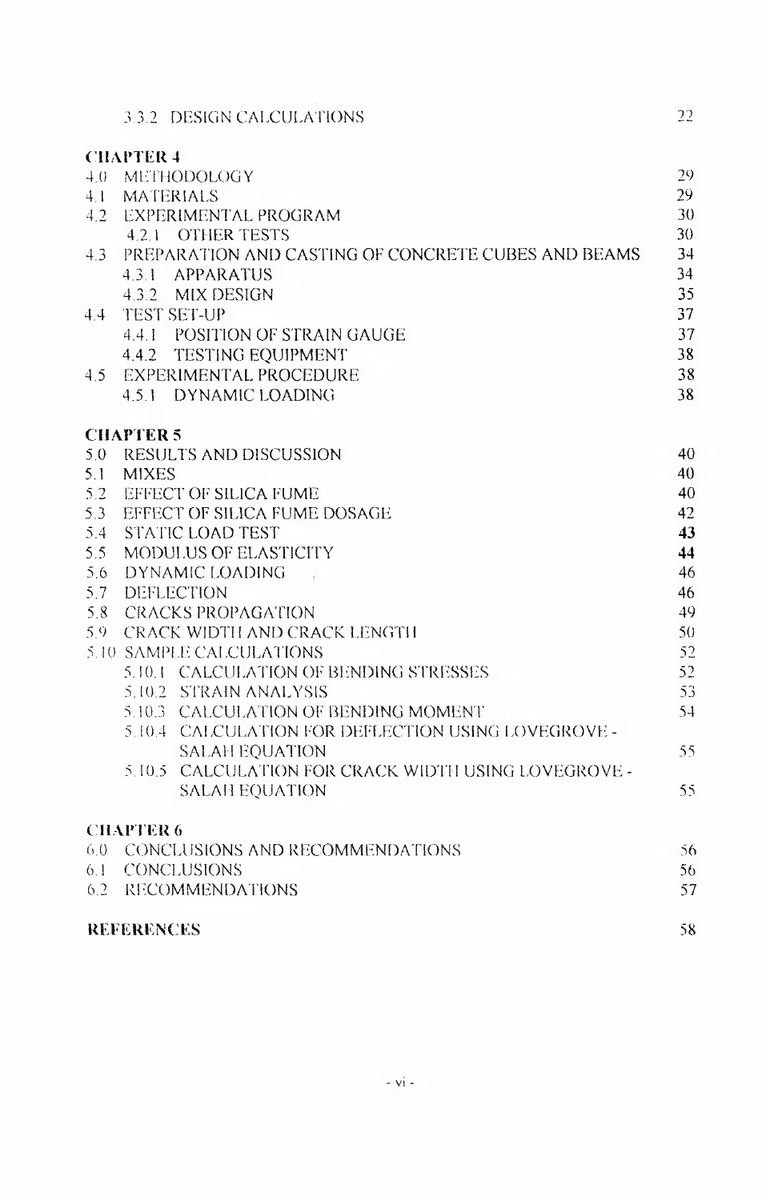3.3.2 DESIGN CALCULATIONS 22

**CHAPTER 4**

| | |
|---|---|
| 4.0 METHODOLOGY | 29 |
| 4.1 MATERIALS | 29 |
| 4.2 EXPERIMENTAL PROGRAM | 30 |
| 4.2.1 OTHER TESTS | 30 |
| 4.3 PREPARATION AND CASTING OF CONCRETE CUBES AND BEAMS | 34 |
| 4.3.1 APPARATUS | 34 |
| 4.3.2 MIX DESIGN | 35 |
| 4.4 TEST SET-UP | 37 |
| 4.4.1 POSITION OF STRAIN GAUGE | 37 |
| 4.4.2 TESTING EQUIPMENT | 38 |
| 4.5 EXPERIMENTAL PROCEDURE | 38 |
| 4.5.1 DYNAMIC LOADING | 38 |

**CHAPTER 5**

| | |
|---|---|
| 5.0 RESULTS AND DISCUSSION | 40 |
| 5.1 MIXES | 40 |
| 5.2 EFFECT OF SILICA FUME | 40 |
| 5.3 EFFECT OF SILICA FUME DOSAGE | 42 |
| 5.4 STATIC LOAD TEST | 43 |
| 5.5 MODULUS OF ELASTICITY | 44 |
| 5.6 DYNAMIC LOADING | 46 |
| 5.7 DEFLECTION | 46 |
| 5.8 CRACKS PROPAGATION | 49 |
| 5.9 CRACK WIDTH AND CRACK LENGTH | 50 |
| 5.10 SAMPLE CALCULATIONS | 52 |
| 5.10.1 CALCULATION OF BENDING STRESSES | 52 |
| 5.10.2 STRAIN ANALYSIS | 53 |
| 5.10.3 CALCULATION OF BENDING MOMENT | 54 |
| 5.10.4 CALCULATION FOR DEFLECTION USING LOVEGROVE - SALAH EQUATION | 55 |
| 5.10.5 CALCULATION FOR CRACK WIDTH USING LOVEGROVE - SALAH EQUATION | 55 |

**CHAPTER 6**

| | |
|---|---|
| 6.0 CONCLUSIONS AND RECOMMENDATIONS | 56 |
| 6.1 CONCLUSIONS | 56 |
| 6.2 RECOMMENDATIONS | 57 |

**REFERENCES** 58